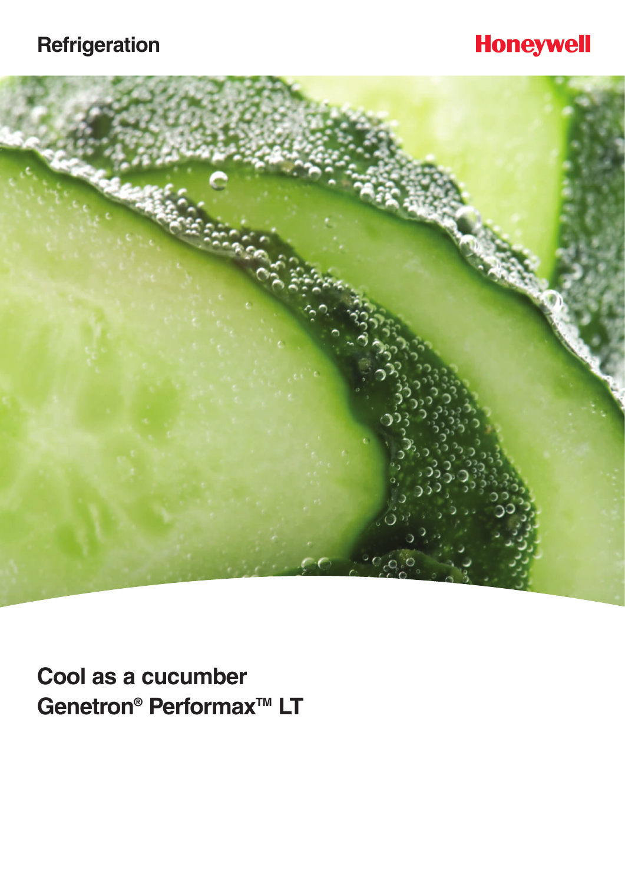Refrigeration

Honeywell

# Cool as a cucumber
# Genetron® Performax™ LT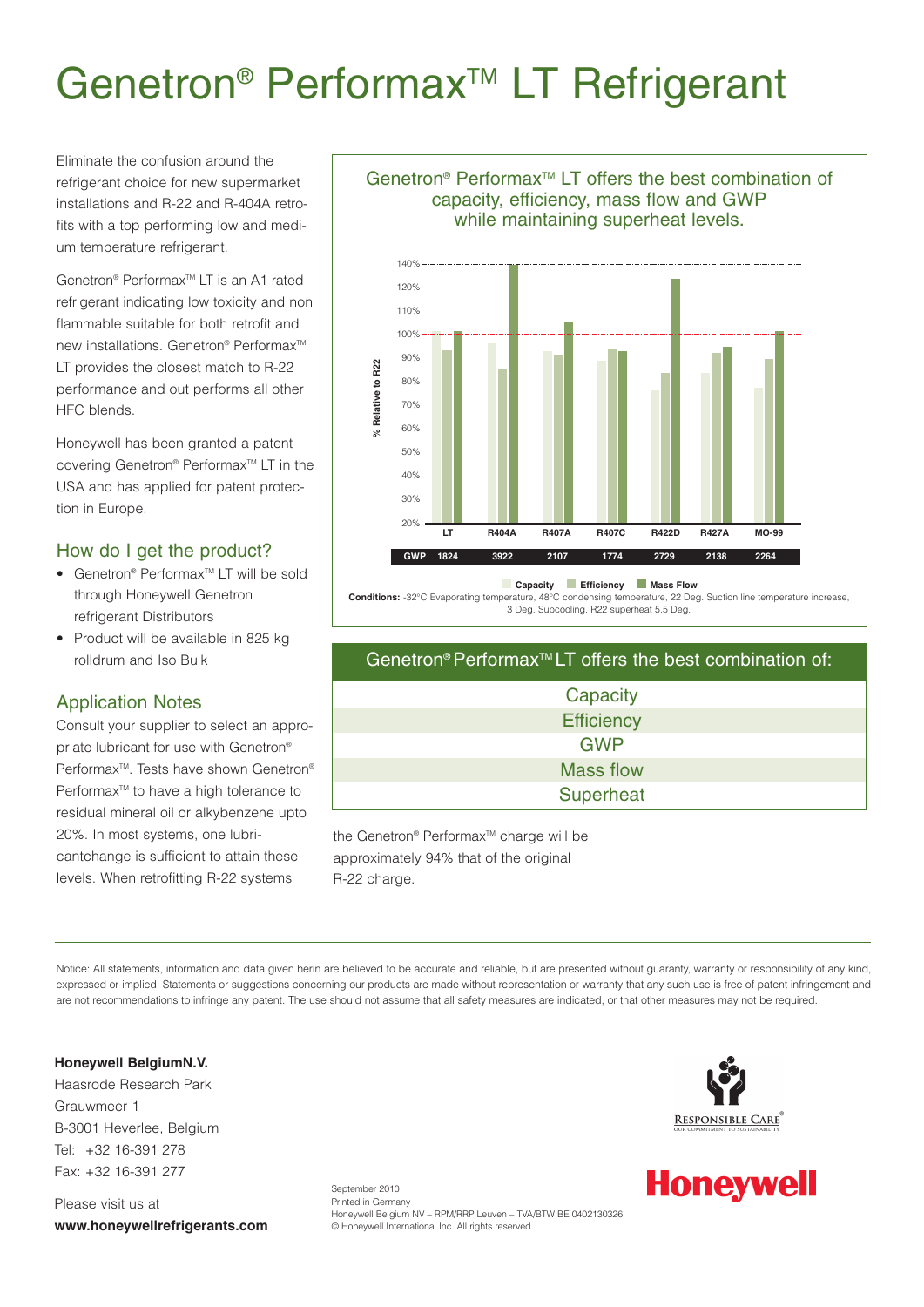# Genetron® Performax™ LT Refrigerant

Eliminate the confusion around the refrigerant choice for new supermarket installations and R-22 and R-404A retrofits with a top performing low and medium temperature refrigerant.

Genetron® Performax™ LT is an A1 rated refrigerant indicating low toxicity and non flammable suitable for both retrofit and new installations. Genetron® Performax™ LT provides the closest match to R-22 performance and out performs all other HFC blends.

Honeywell has been granted a patent covering Genetron® Performax™ LT in the USA and has applied for patent protection in Europe.

## How do I get the product?

- Genetron® Performax™ LT will be sold through Honeywell Genetron refrigerant Distributors
- Product will be available in 825 kg rolldrum and Iso Bulk

## Application Notes

Consult your supplier to select an appropriate lubricant for use with Genetron® Performax™. Tests have shown Genetron® Performax™ to have a high tolerance to residual mineral oil or alkybenzene upto 20%. In most systems, one lubricantchange is sufficient to attain these levels. When retrofitting R-22 systems the Genetron® Performax™ charge will be approximately 94% that of the original R-22 charge.

Genetron® Performax™ LT offers the best combination of capacity, efficiency, mass flow and GWP while maintaining superheat levels.

% Relative to R22

140%
120%
110%
100%
90%
80%
70%
60%
50%
40%
30%
20%

LT R404A R407A R407C R422D R427A MO-99

GWP 1824 3922 2107 1774 2729 2138 2264

Capacity Efficiency Mass Flow

**Conditions:** -32°C Evaporating temperature, 48°C condensing temperature, 22 Deg. Suction line temperature increase, 3 Deg. Subcooling. R22 superheat 5.5 Deg.

| Genetron® Performax™ LT offers the best combination of: |
|---|
| Capacity |
| Efficiency |
| GWP |
| Mass flow |
| Superheat |

Notice: All statements, information and data given herin are believed to be accurate and reliable, but are presented without guaranty, warranty or responsibility of any kind, expressed or implied. Statements or suggestions concerning our products are made without representation or warranty that any such use is free of patent infringement and are not recommendations to infringe any patent. The use should not assume that all safety measures are indicated, or that other measures may not be required.

**Honeywell BelgiumN.V.**
Haasrode Research Park
Grauwmeer 1
B-3001 Heverlee, Belgium
Tel: +32 16-391 278
Fax: +32 16-391 277

Please visit us at
**www.honeywellrefrigerants.com**

September 2010
Printed in Germany
Honeywell Belgium NV – RPM/RRP Leuven – TVA/BTW BE 0402130326
© Honeywell International Inc. All rights reserved.

RESPONSIBLE CARE®
OUR COMMITMENT TO SUSTAINABILITY

Honeywell